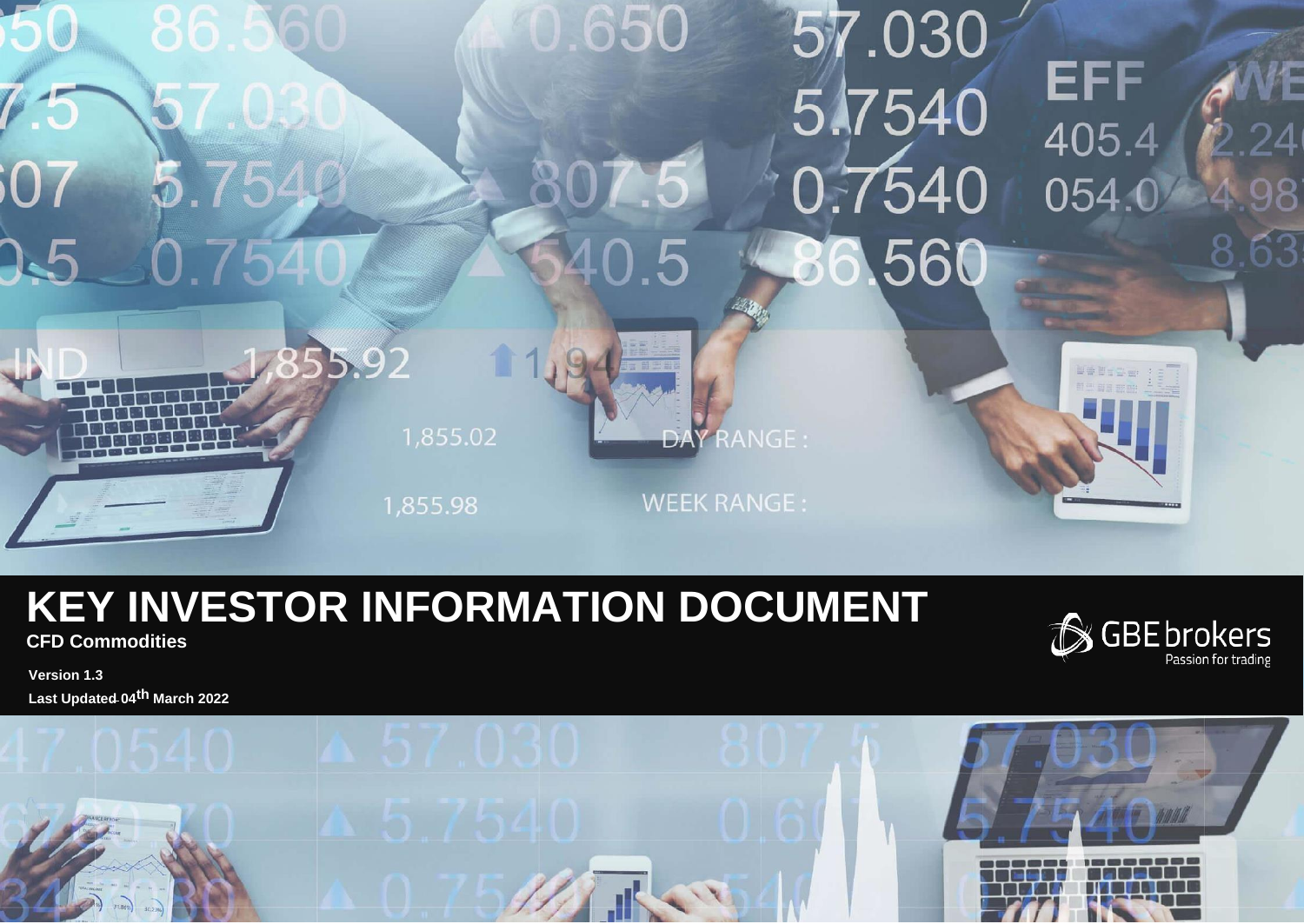# KEY INVESTOR INFORMATION DOCUMENT

**CFD Commodities**

GBE brokers
Passion for trading

**Version 1.3**

**Last Updated 04th March 2022**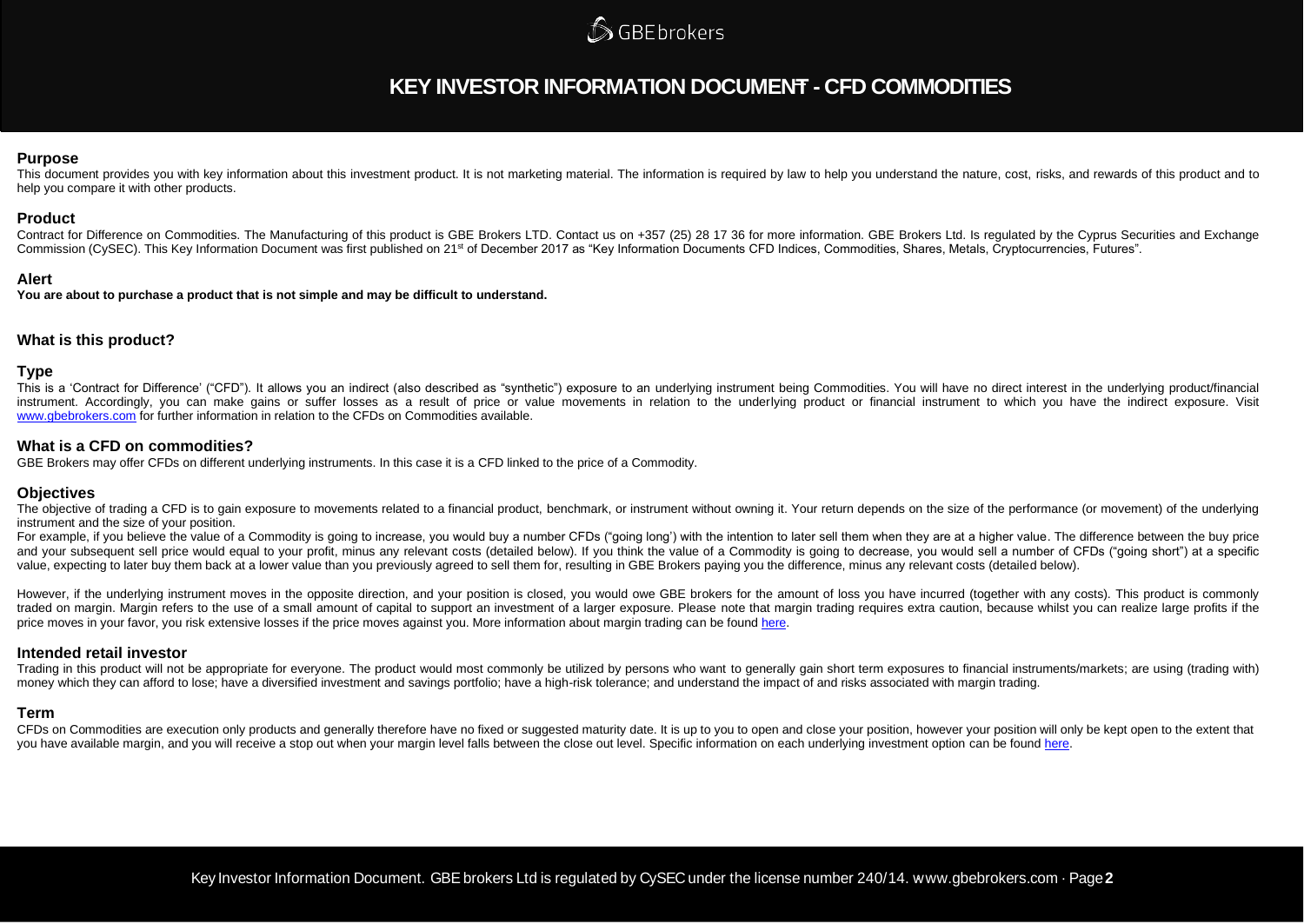# KEY INVESTOR INFORMATION DOCUMENT - CFD COMMODITIES

## Purpose

This document provides you with key information about this investment product. It is not marketing material. The information is required by law to help you understand the nature, cost, risks, and rewards of this product and to help you compare it with other products.

## Product

Contract for Difference on Commodities. The Manufacturing of this product is GBE Brokers LTD. Contact us on +357 (25) 28 17 36 for more information. GBE Brokers Ltd. Is regulated by the Cyprus Securities and Exchange Commission (CySEC). This Key Information Document was first published on 21st of December 2017 as "Key Information Documents CFD Indices, Commodities, Shares, Metals, Cryptocurrencies, Futures".

## Alert

**You are about to purchase a product that is not simple and may be difficult to understand.**

## What is this product?

### Type

This is a 'Contract for Difference' ("CFD"). It allows you an indirect (also described as "synthetic") exposure to an underlying instrument being Commodities. You will have no direct interest in the underlying product/financial instrument. Accordingly, you can make gains or suffer losses as a result of price or value movements in relation to the underlying product or financial instrument to which you have the indirect exposure. Visit www.gbebrokers.com for further information in relation to the CFDs on Commodities available.

### What is a CFD on commodities?

GBE Brokers may offer CFDs on different underlying instruments. In this case it is a CFD linked to the price of a Commodity.

### Objectives

The objective of trading a CFD is to gain exposure to movements related to a financial product, benchmark, or instrument without owning it. Your return depends on the size of the performance (or movement) of the underlying instrument and the size of your position.

For example, if you believe the value of a Commodity is going to increase, you would buy a number CFDs ("going long") with the intention to later sell them when they are at a higher value. The difference between the buy price and your subsequent sell price would equal to your profit, minus any relevant costs (detailed below). If you think the value of a Commodity is going to decrease, you would sell a number of CFDs ("going short") at a specific value, expecting to later buy them back at a lower value than you previously agreed to sell them for, resulting in GBE Brokers paying you the difference, minus any relevant costs (detailed below).

However, if the underlying instrument moves in the opposite direction, and your position is closed, you would owe GBE brokers for the amount of loss you have incurred (together with any costs). This product is commonly traded on margin. Margin refers to the use of a small amount of capital to support an investment of a larger exposure. Please note that margin trading requires extra caution, because whilst you can realize large profits if the price moves in your favor, you risk extensive losses if the price moves against you. More information about margin trading can be found here.

### Intended retail investor

Trading in this product will not be appropriate for everyone. The product would most commonly be utilized by persons who want to generally gain short term exposures to financial instruments/markets; are using (trading with) money which they can afford to lose; have a diversified investment and savings portfolio; have a high-risk tolerance; and understand the impact of and risks associated with margin trading.

### Term

CFDs on Commodities are execution only products and generally therefore have no fixed or suggested maturity date. It is up to you to open and close your position, however your position will only be kept open to the extent that you have available margin, and you will receive a stop out when your margin level falls between the close out level. Specific information on each underlying investment option can be found here.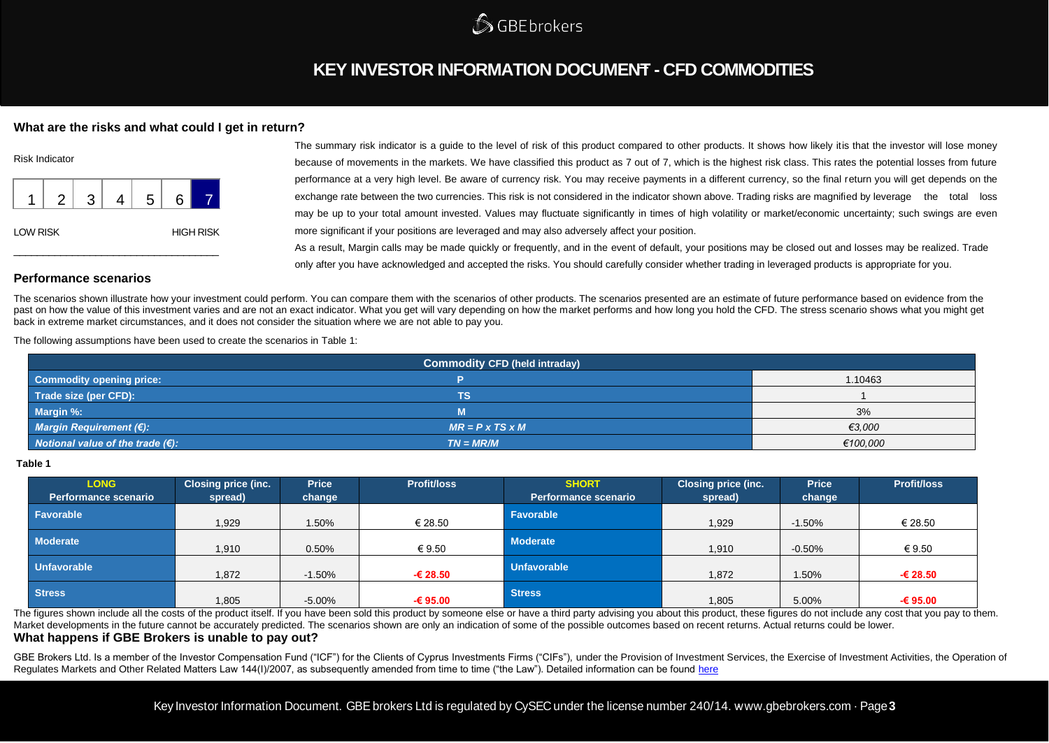# KEY INVESTOR INFORMATION DOCUMENT - CFD COMMODITIES

## What are the risks and what could I get in return?

Risk Indicator

| 1 | 2 | 3 | 4 | 5 | 6 | 7 |
|---|---|---|---|---|---|---|

LOW RISK HIGH RISK

The summary risk indicator is a guide to the level of risk of this product compared to other products. It shows how likely itis that the investor will lose money because of movements in the markets. We have classified this product as 7 out of 7, which is the highest risk class. This rates the potential losses from future performance at a very high level. Be aware of currency risk. You may receive payments in a different currency, so the final return you will get depends on the exchange rate between the two currencies. This risk is not considered in the indicator shown above. Trading risks are magnified by leverage the total loss may be up to your total amount invested. Values may fluctuate significantly in times of high volatility or market/economic uncertainty; such swings are even more significant if your positions are leveraged and may also adversely affect your position.

As a result, Margin calls may be made quickly or frequently, and in the event of default, your positions may be closed out and losses may be realized. Trade only after you have acknowledged and accepted the risks. You should carefully consider whether trading in leveraged products is appropriate for you.

## Performance scenarios

The scenarios shown illustrate how your investment could perform. You can compare them with the scenarios of other products. The scenarios presented are an estimate of future performance based on evidence from the past on how the value of this investment varies and are not an exact indicator. What you get will vary depending on how the market performs and how long you hold the CFD. The stress scenario shows what you might get back in extreme market circumstances, and it does not consider the situation where we are not able to pay you.

The following assumptions have been used to create the scenarios in Table 1:

| Commodity CFD (held intraday) | | |
|---|---|---|
| **Commodity opening price:** | **P** | 1.10463 |
| **Trade size (per CFD):** | **TS** | 1 |
| **Margin %:** | **M** | 3% |
| ***Margin Requirement (€):*** | ***MR = P x TS x M*** | *€3,000* |
| ***Notional value of the trade (€):*** | ***TN = MR/M*** | *€100,000* |

**Table 1**

| LONG Performance scenario | Closing price (inc. spread) | Price change | Profit/loss | SHORT Performance scenario | Closing price (inc. spread) | Price change | Profit/loss |
|---|---|---|---|---|---|---|---|
| **Favorable** | 1,929 | 1.50% | € 28.50 | **Favorable** | 1,929 | -1.50% | € 28.50 |
| **Moderate** | 1,910 | 0.50% | € 9.50 | **Moderate** | 1,910 | -0.50% | € 9.50 |
| **Unfavorable** | 1,872 | -1.50% | **-€ 28.50** | **Unfavorable** | 1,872 | 1.50% | **-€ 28.50** |
| **Stress** | 1,805 | -5.00% | **-€ 95.00** | **Stress** | 1,805 | 5.00% | **-€ 95.00** |

The figures shown include all the costs of the product itself. If you have been sold this product by someone else or have a third party advising you about this product, these figures do not include any cost that you pay to them. Market developments in the future cannot be accurately predicted. The scenarios shown are only an indication of some of the possible outcomes based on recent returns. Actual returns could be lower.

## What happens if GBE Brokers is unable to pay out?

GBE Brokers Ltd. Is a member of the Investor Compensation Fund ("ICF") for the Clients of Cyprus Investments Firms ("CIFs"), under the Provision of Investment Services, the Exercise of Investment Activities, the Operation of Regulates Markets and Other Related Matters Law 144(I)/2007, as subsequently amended from time to time ("the Law"). Detailed information can be found here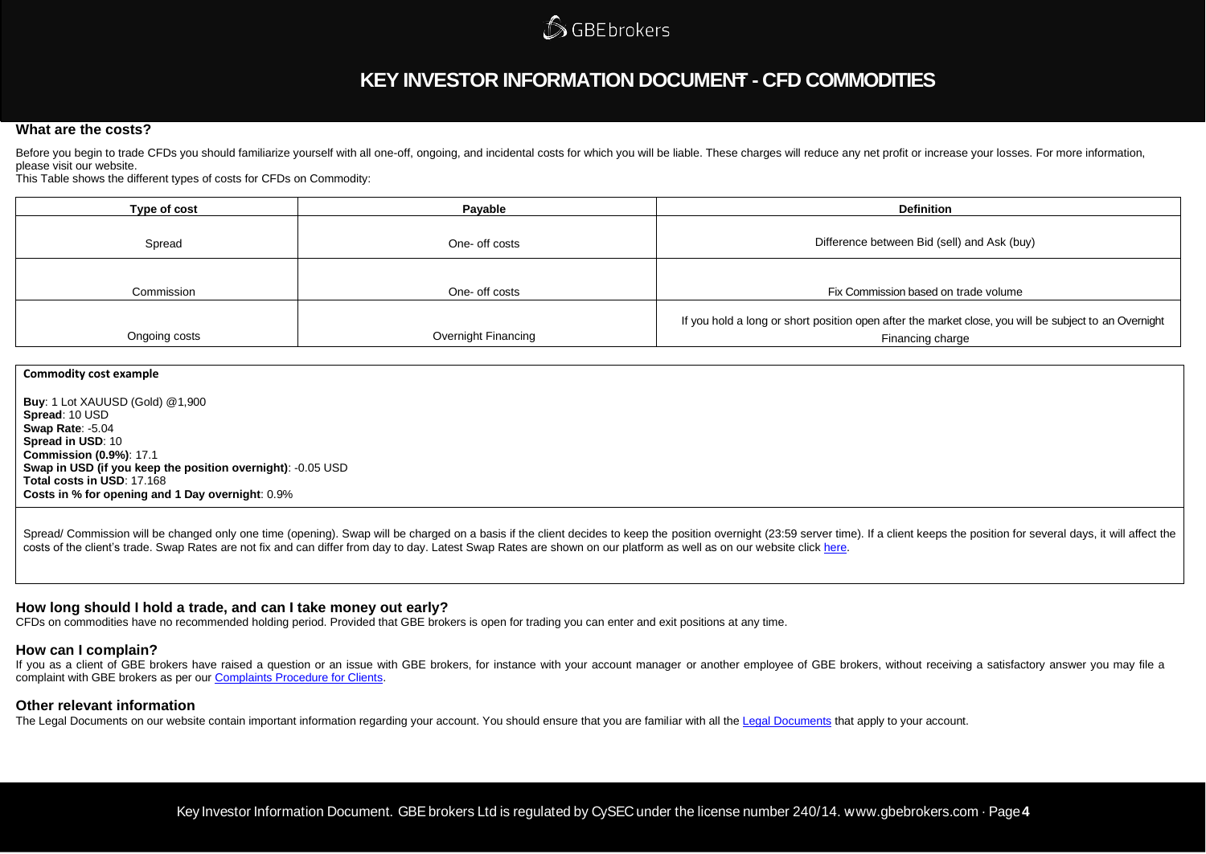# KEY INVESTOR INFORMATION DOCUMENT - CFD COMMODITIES

### What are the costs?

Before you begin to trade CFDs you should familiarize yourself with all one-off, ongoing, and incidental costs for which you will be liable. These charges will reduce any net profit or increase your losses. For more information, please visit our website.
This Table shows the different types of costs for CFDs on Commodity:

| Type of cost | Payable | Definition |
|---|---|---|
| Spread | One- off costs | Difference between Bid (sell) and Ask (buy) |
| Commission | One- off costs | Fix Commission based on trade volume |
| Ongoing costs | Overnight Financing | If you hold a long or short position open after the market close, you will be subject to an Overnight Financing charge |

**Commodity cost example**

**Buy**: 1 Lot XAUUSD (Gold) @1,900
**Spread**: 10 USD
**Swap Rate**: -5.04
**Spread in USD**: 10
**Commission (0.9%)**: 17.1
**Swap in USD (if you keep the position overnight)**: -0.05 USD
**Total costs in USD**: 17.168
**Costs in % for opening and 1 Day overnight**: 0.9%

Spread/ Commission will be changed only one time (opening). Swap will be charged on a basis if the client decides to keep the position overnight (23:59 server time). If a client keeps the position for several days, it will affect the costs of the client's trade. Swap Rates are not fix and can differ from day to day. Latest Swap Rates are shown on our platform as well as on our website click here.

### How long should I hold a trade, and can I take money out early?

CFDs on commodities have no recommended holding period. Provided that GBE brokers is open for trading you can enter and exit positions at any time.

### How can I complain?

If you as a client of GBE brokers have raised a question or an issue with GBE brokers, for instance with your account manager or another employee of GBE brokers, without receiving a satisfactory answer you may file a complaint with GBE brokers as per our Complaints Procedure for Clients.

### Other relevant information

The Legal Documents on our website contain important information regarding your account. You should ensure that you are familiar with all the Legal Documents that apply to your account.

Key Investor Information Document. GBE brokers Ltd is regulated by CySEC under the license number 240/14. www.gbebrokers.com